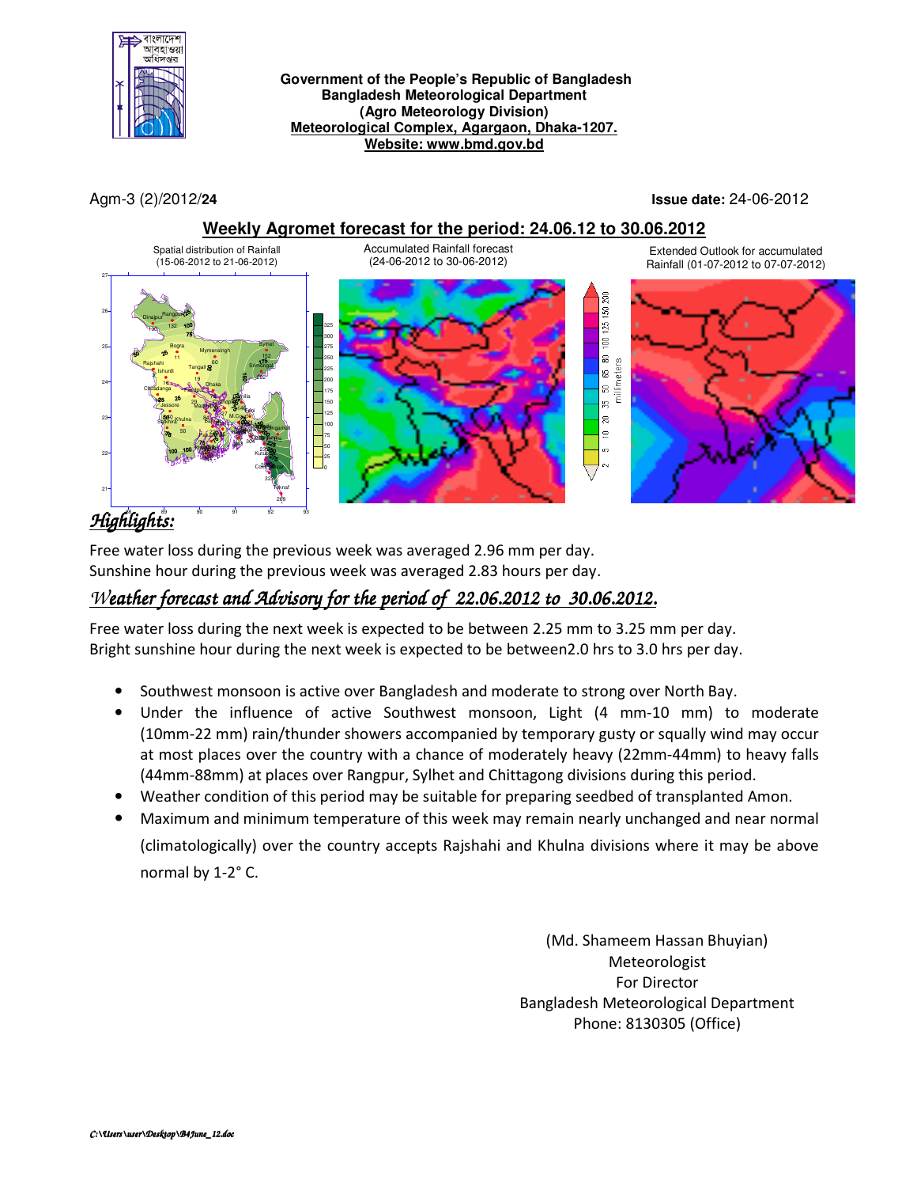**Government of the People's Republic of Bangladesh**
**Bangladesh Meteorological Department**
**(Agro Meteorology Division)**
**Meteorological Complex, Agargaon, Dhaka-1207.**
**Website: www.bmd.gov.bd**

Agm-3 (2)/2012/**24**

**Issue date:** 24-06-2012

## Weekly Agromet forecast for the period: 24.06.12 to 30.06.2012

Spatial distribution of Rainfall (15-06-2012 to 21-06-2012)

Accumulated Rainfall forecast (24-06-2012 to 30-06-2012)

Extended Outlook for accumulated Rainfall (01-07-2012 to 07-07-2012)

## *Highlights:*

Free water loss during the previous week was averaged 2.96 mm per day.
Sunshine hour during the previous week was averaged 2.83 hours per day.

## *Weather forecast and Advisory for the period of 22.06.2012 to 30.06.2012.*

Free water loss during the next week is expected to be between 2.25 mm to 3.25 mm per day.
Bright sunshine hour during the next week is expected to be between2.0 hrs to 3.0 hrs per day.

- Southwest monsoon is active over Bangladesh and moderate to strong over North Bay.
- Under the influence of active Southwest monsoon, Light (4 mm-10 mm) to moderate (10mm-22 mm) rain/thunder showers accompanied by temporary gusty or squally wind may occur at most places over the country with a chance of moderately heavy (22mm-44mm) to heavy falls (44mm-88mm) at places over Rangpur, Sylhet and Chittagong divisions during this period.
- Weather condition of this period may be suitable for preparing seedbed of transplanted Amon.
- Maximum and minimum temperature of this week may remain nearly unchanged and near normal (climatologically) over the country accepts Rajshahi and Khulna divisions where it may be above normal by 1-2° C.

(Md. Shameem Hassan Bhuyian)
Meteorologist
For Director
Bangladesh Meteorological Department
Phone: 8130305 (Office)

*C:\Users\user\Desktop\24June_12.doc*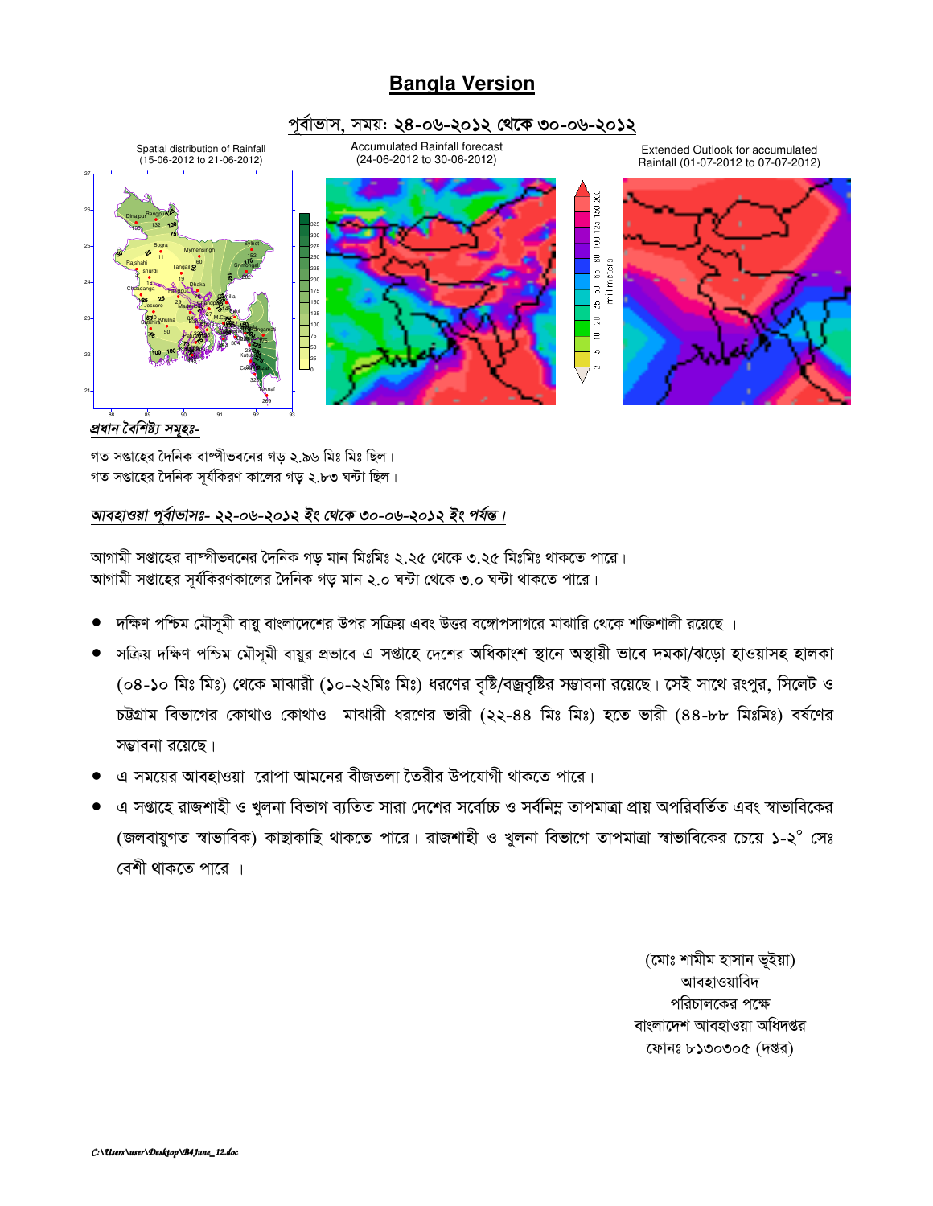# Bangla Version

## পূর্বাভাস, সময়: ২৪-০৬-২০১২ থেকে ৩০-০৬-২০১২

Spatial distribution of Rainfall (15-06-2012 to 21-06-2012)

Accumulated Rainfall forecast (24-06-2012 to 30-06-2012)

Extended Outlook for accumulated Rainfall (01-07-2012 to 07-07-2012)

***প্রধান বৈশিষ্ট্য সমূহঃ-***

গত সপ্তাহের দৈনিক বাষ্পীভবনের গড় ২.৯৬ মিঃ মিঃ ছিল।
গত সপ্তাহের দৈনিক সূর্যকিরণ কালের গড় ২.৮৩ ঘন্টা ছিল।

***আবহাওয়া পূর্বাভাসঃ- ২২-০৬-২০১২ ইং থেকে ৩০-০৬-২০১২ ইং পর্যন্ত।***

আগামী সপ্তাহের বাষ্পীভবনের দৈনিক গড় মান মিঃমিঃ ২.২৫ থেকে ৩.২৫ মিঃমিঃ থাকতে পারে।
আগামী সপ্তাহের সূর্যকিরণকালের দৈনিক গড় মান ২.০ ঘন্টা থেকে ৩.০ ঘন্টা থাকতে পারে।

- দক্ষিণ পশ্চিম মৌসূমী বায়ু বাংলাদেশের উপর সক্রিয় এবং উত্তর বঙ্গোপসাগরে মাঝারি থেকে শক্তিশালী রয়েছে ।
- সক্রিয় দক্ষিণ পশ্চিম মৌসূমী বায়ুর প্রভাবে এ সপ্তাহে দেশের অধিকাংশ স্থানে অস্থায়ী ভাবে দমকা/ঝড়ো হাওয়াসহ হালকা (০৪-১০ মিঃ মিঃ) থেকে মাঝারী (১০-২২মিঃ মিঃ) ধরণের বৃষ্টি/বজ্রবৃষ্টির সম্ভাবনা রয়েছে। সেই সাথে রংপুর, সিলেট ও চট্টগ্রাম বিভাগের কোথাও কোথাও মাঝারী ধরণের ভারী (২২-৪৪ মিঃ মিঃ) হতে ভারী (৪৪-৮৮ মিঃমিঃ) বর্ষণের সম্ভাবনা রয়েছে।
- এ সময়ের আবহাওয়া রোপা আমনের বীজতলা তৈরীর উপযোগী থাকতে পারে।
- এ সপ্তাহে রাজশাহী ও খুলনা বিভাগ ব্যতিত সারা দেশের সর্বোচ্চ ও সর্বনিম্ন তাপমাত্রা প্রায় অপরিবর্তিত এবং স্বাভাবিকের (জলবায়ুগত স্বাভাবিক) কাছাকাছি থাকতে পারে। রাজশাহী ও খুলনা বিভাগে তাপমাত্রা স্বাভাবিকের চেয়ে ১-২° সেঃ বেশী থাকতে পারে ।

(মোঃ শামীম হাসান ভূইয়া)
আবহাওয়াবিদ
পরিচালকের পক্ষে
বাংলাদেশ আবহাওয়া অধিদপ্তর
ফোনঃ ৮১৩০৩০৫ (দপ্তর)

*C:\Users\user\Desktop\B4June_12.doc*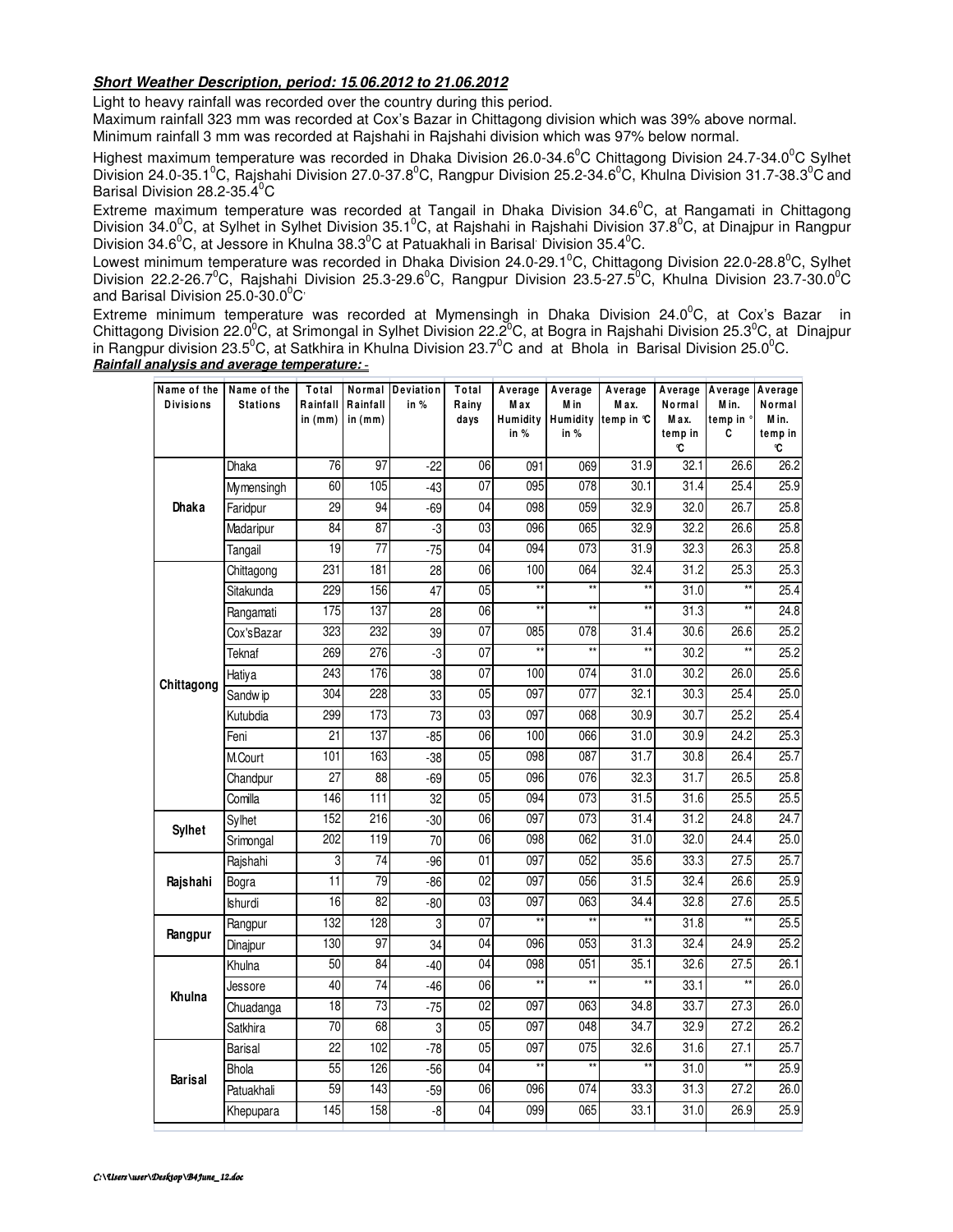***Short Weather Description, period: 15.06.2012 to 21.06.2012***

Light to heavy rainfall was recorded over the country during this period.

Maximum rainfall 323 mm was recorded at Cox's Bazar in Chittagong division which was 39% above normal.

Minimum rainfall 3 mm was recorded at Rajshahi in Rajshahi division which was 97% below normal.

Highest maximum temperature was recorded in Dhaka Division 26.0-34.6$^0$C Chittagong Division 24.7-34.0$^0$C Sylhet Division 24.0-35.1$^0$C, Rajshahi Division 27.0-37.8$^0$C, Rangpur Division 25.2-34.6$^0$C, Khulna Division 31.7-38.3$^0$C and Barisal Division 28.2-35.4$^0$C

Extreme maximum temperature was recorded at Tangail in Dhaka Division 34.6$^0$C, at Rangamati in Chittagong Division 34.0$^0$C, at Sylhet in Sylhet Division 35.1$^0$C, at Rajshahi in Rajshahi Division 37.8$^0$C, at Dinajpur in Rangpur Division 34.6$^0$C, at Jessore in Khulna 38.3$^0$C at Patuakhali in Barisal Division 35.4$^0$C.

Lowest minimum temperature was recorded in Dhaka Division 24.0-29.1$^0$C, Chittagong Division 22.0-28.8$^0$C, Sylhet Division 22.2-26.7$^0$C, Rajshahi Division 25.3-29.6$^0$C, Rangpur Division 23.5-27.5$^0$C, Khulna Division 23.7-30.0$^0$C and Barisal Division 25.0-30.0$^0$C

Extreme minimum temperature was recorded at Mymensingh in Dhaka Division 24.0$^0$C, at Cox's Bazar in Chittagong Division 22.0$^0$C, at Srimongal in Sylhet Division 22.2$^0$C, at Bogra in Rajshahi Division 25.3$^0$C, at Dinajpur in Rangpur division 23.5$^0$C, at Satkhira in Khulna Division 23.7$^0$C and at Bhola in Barisal Division 25.0$^0$C.

***Rainfall analysis and average temperature:-***

| Name of the Divisions | Name of the Stations | Total Rainfall in (mm) | Normal Rainfall in (mm) | Deviation in % | Total Rainy days | Average Max Humidity in % | Average Min Humidity in % | Average Max. temp in ℃ | Average Normal Max. temp in ℃ | Average Min. temp in ° C | Average Normal Min. temp in ℃ |
|---|---|---|---|---|---|---|---|---|---|---|---|
| Dhaka | Dhaka | 76 | 97 | -22 | 06 | 091 | 069 | 31.9 | 32.1 | 26.6 | 26.2 |
| | Mymensingh | 60 | 105 | -43 | 07 | 095 | 078 | 30.1 | 31.4 | 25.4 | 25.9 |
| | Faridpur | 29 | 94 | -69 | 04 | 098 | 059 | 32.9 | 32.0 | 26.7 | 25.8 |
| | Madaripur | 84 | 87 | -3 | 03 | 096 | 065 | 32.9 | 32.2 | 26.6 | 25.8 |
| | Tangail | 19 | 77 | -75 | 04 | 094 | 073 | 31.9 | 32.3 | 26.3 | 25.8 |
| Chittagong | Chittagong | 231 | 181 | 28 | 06 | 100 | 064 | 32.4 | 31.2 | 25.3 | 25.3 |
| | Sitakunda | 229 | 156 | 47 | 05 | ** | ** | ** | 31.0 | ** | 25.4 |
| | Rangamati | 175 | 137 | 28 | 06 | ** | ** | ** | 31.3 | ** | 24.8 |
| | Cox'sBazar | 323 | 232 | 39 | 07 | 085 | 078 | 31.4 | 30.6 | 26.6 | 25.2 |
| | Teknaf | 269 | 276 | -3 | 07 | ** | ** | ** | 30.2 | ** | 25.2 |
| | Hatiya | 243 | 176 | 38 | 07 | 100 | 074 | 31.0 | 30.2 | 26.0 | 25.6 |
| | Sandwip | 304 | 228 | 33 | 05 | 097 | 077 | 32.1 | 30.3 | 25.4 | 25.0 |
| | Kutubdia | 299 | 173 | 73 | 03 | 097 | 068 | 30.9 | 30.7 | 25.2 | 25.4 |
| | Feni | 21 | 137 | -85 | 06 | 100 | 066 | 31.0 | 30.9 | 24.2 | 25.3 |
| | M.Court | 101 | 163 | -38 | 05 | 098 | 087 | 31.7 | 30.8 | 26.4 | 25.7 |
| | Chandpur | 27 | 88 | -69 | 05 | 096 | 076 | 32.3 | 31.7 | 26.5 | 25.8 |
| | Comilla | 146 | 111 | 32 | 05 | 094 | 073 | 31.5 | 31.6 | 25.5 | 25.5 |
| Sylhet | Sylhet | 152 | 216 | -30 | 06 | 097 | 073 | 31.4 | 31.2 | 24.8 | 24.7 |
| | Srimongal | 202 | 119 | 70 | 06 | 098 | 062 | 31.0 | 32.0 | 24.4 | 25.0 |
| Rajshahi | Rajshahi | 3 | 74 | -96 | 01 | 097 | 052 | 35.6 | 33.3 | 27.5 | 25.7 |
| | Bogra | 11 | 79 | -86 | 02 | 097 | 056 | 31.5 | 32.4 | 26.6 | 25.9 |
| | Ishurdi | 16 | 82 | -80 | 03 | 097 | 063 | 34.4 | 32.8 | 27.6 | 25.5 |
| Rangpur | Rangpur | 132 | 128 | 3 | 07 | ** | ** | ** | 31.8 | ** | 25.5 |
| | Dinajpur | 130 | 97 | 34 | 04 | 096 | 053 | 31.3 | 32.4 | 24.9 | 25.2 |
| Khulna | Khulna | 50 | 84 | -40 | 04 | 098 | 051 | 35.1 | 32.6 | 27.5 | 26.1 |
| | Jessore | 40 | 74 | -46 | 06 | ** | ** | ** | 33.1 | ** | 26.0 |
| | Chuadanga | 18 | 73 | -75 | 02 | 097 | 063 | 34.8 | 33.7 | 27.3 | 26.0 |
| | Satkhira | 70 | 68 | 3 | 05 | 097 | 048 | 34.7 | 32.9 | 27.2 | 26.2 |
| Barisal | Barisal | 22 | 102 | -78 | 05 | 097 | 075 | 32.6 | 31.6 | 27.1 | 25.7 |
| | Bhola | 55 | 126 | -56 | 04 | ** | ** | ** | 31.0 | ** | 25.9 |
| | Patuakhali | 59 | 143 | -59 | 06 | 096 | 074 | 33.3 | 31.3 | 27.2 | 26.0 |
| | Khepupara | 145 | 158 | -8 | 04 | 099 | 065 | 33.1 | 31.0 | 26.9 | 25.9 |

*C:\Users\user\Desktop\B4June_12.doc*